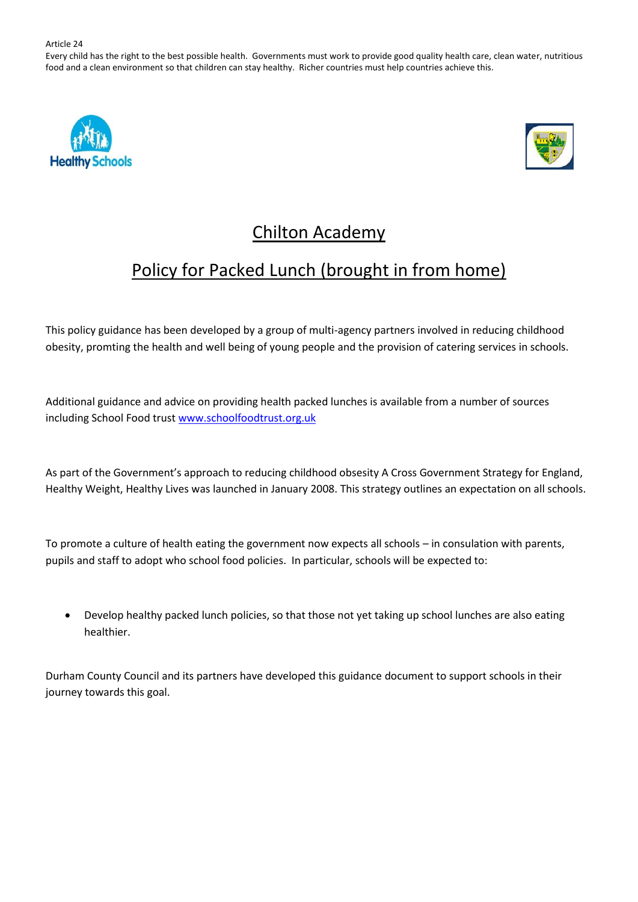Article 24
Every child has the right to the best possible health. Governments must work to provide good quality health care, clean water, nutritious food and a clean environment so that children can stay healthy. Richer countries must help countries achieve this.

# Chilton Academy

# Policy for Packed Lunch (brought in from home)

This policy guidance has been developed by a group of multi-agency partners involved in reducing childhood obesity, promting the health and well being of young people and the provision of catering services in schools.

Additional guidance and advice on providing health packed lunches is available from a number of sources including School Food trust [www.schoolfoodtrust.org.uk](http://www.schoolfoodtrust.org.uk)

As part of the Government's approach to reducing childhood obsesity A Cross Government Strategy for England, Healthy Weight, Healthy Lives was launched in January 2008. This strategy outlines an expectation on all schools.

To promote a culture of health eating the government now expects all schools – in consulation with parents, pupils and staff to adopt who school food policies. In particular, schools will be expected to:

- Develop healthy packed lunch policies, so that those not yet taking up school lunches are also eating healthier.

Durham County Council and its partners have developed this guidance document to support schools in their journey towards this goal.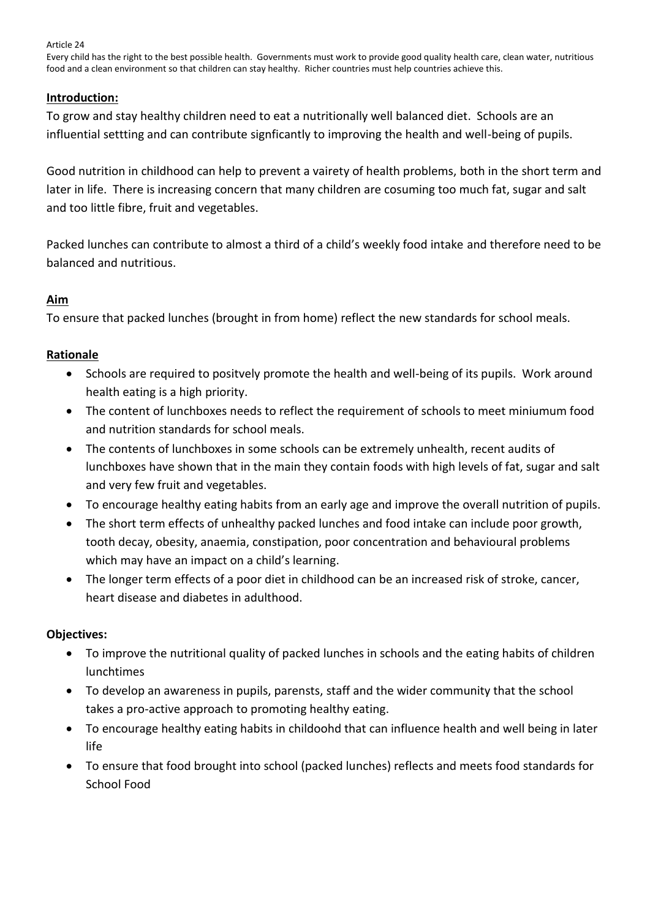Article 24

Every child has the right to the best possible health. Governments must work to provide good quality health care, clean water, nutritious food and a clean environment so that children can stay healthy. Richer countries must help countries achieve this.

## **Introduction:**

To grow and stay healthy children need to eat a nutritionally well balanced diet. Schools are an influential settting and can contribute signficantly to improving the health and well-being of pupils.

Good nutrition in childhood can help to prevent a vairety of health problems, both in the short term and later in life. There is increasing concern that many children are cosuming too much fat, sugar and salt and too little fibre, fruit and vegetables.

Packed lunches can contribute to almost a third of a child's weekly food intake and therefore need to be balanced and nutritious.

## **Aim**

To ensure that packed lunches (brought in from home) reflect the new standards for school meals.

## **Rationale**

- Schools are required to positvely promote the health and well-being of its pupils. Work around health eating is a high priority.
- The content of lunchboxes needs to reflect the requirement of schools to meet miniumum food and nutrition standards for school meals.
- The contents of lunchboxes in some schools can be extremely unhealth, recent audits of lunchboxes have shown that in the main they contain foods with high levels of fat, sugar and salt and very few fruit and vegetables.
- To encourage healthy eating habits from an early age and improve the overall nutrition of pupils.
- The short term effects of unhealthy packed lunches and food intake can include poor growth, tooth decay, obesity, anaemia, constipation, poor concentration and behavioural problems which may have an impact on a child's learning.
- The longer term effects of a poor diet in childhood can be an increased risk of stroke, cancer, heart disease and diabetes in adulthood.

## **Objectives:**

- To improve the nutritional quality of packed lunches in schools and the eating habits of children lunchtimes
- To develop an awareness in pupils, parensts, staff and the wider community that the school takes a pro-active approach to promoting healthy eating.
- To encourage healthy eating habits in childoohd that can influence health and well being in later life
- To ensure that food brought into school (packed lunches) reflects and meets food standards for School Food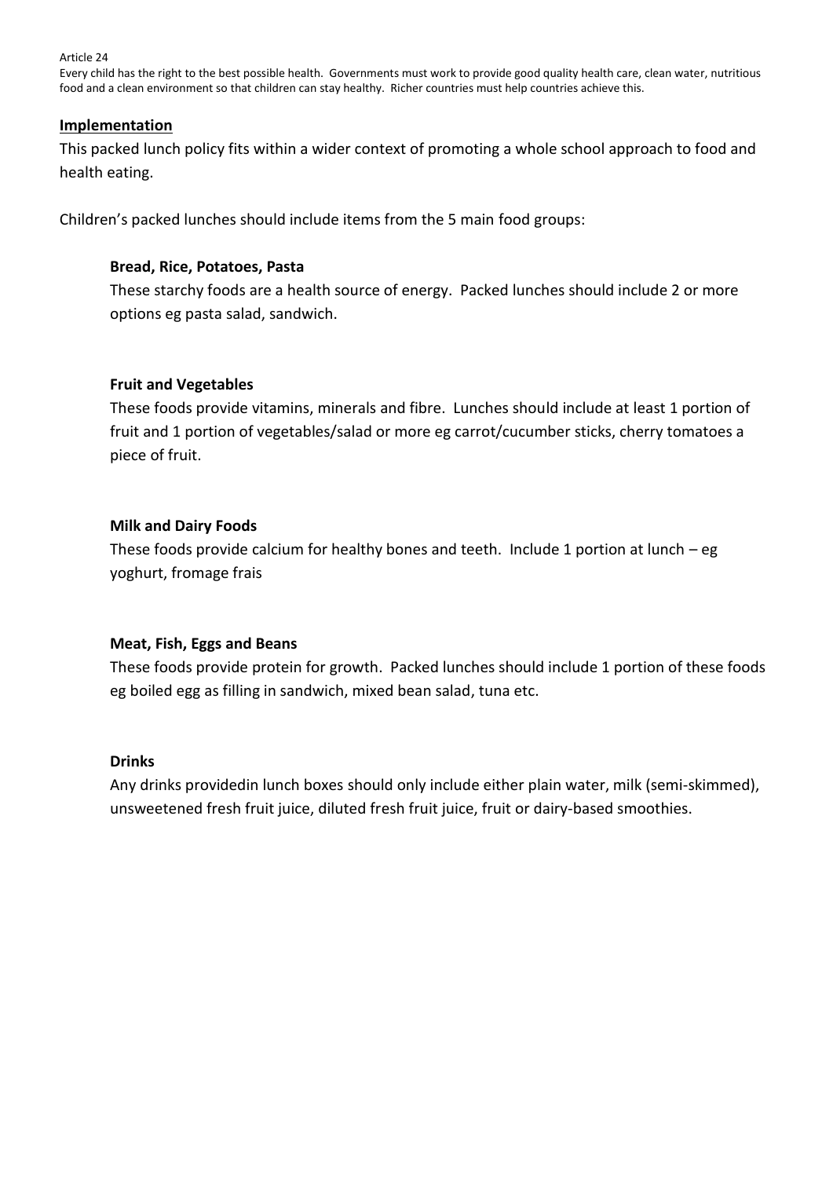Article 24

Every child has the right to the best possible health. Governments must work to provide good quality health care, clean water, nutritious food and a clean environment so that children can stay healthy. Richer countries must help countries achieve this.

## Implementation

This packed lunch policy fits within a wider context of promoting a whole school approach to food and health eating.

Children's packed lunches should include items from the 5 main food groups:

### Bread, Rice, Potatoes, Pasta

These starchy foods are a health source of energy. Packed lunches should include 2 or more options eg pasta salad, sandwich.

### Fruit and Vegetables

These foods provide vitamins, minerals and fibre. Lunches should include at least 1 portion of fruit and 1 portion of vegetables/salad or more eg carrot/cucumber sticks, cherry tomatoes a piece of fruit.

### Milk and Dairy Foods

These foods provide calcium for healthy bones and teeth. Include 1 portion at lunch – eg yoghurt, fromage frais

### Meat, Fish, Eggs and Beans

These foods provide protein for growth. Packed lunches should include 1 portion of these foods eg boiled egg as filling in sandwich, mixed bean salad, tuna etc.

### Drinks

Any drinks providedin lunch boxes should only include either plain water, milk (semi-skimmed), unsweetened fresh fruit juice, diluted fresh fruit juice, fruit or dairy-based smoothies.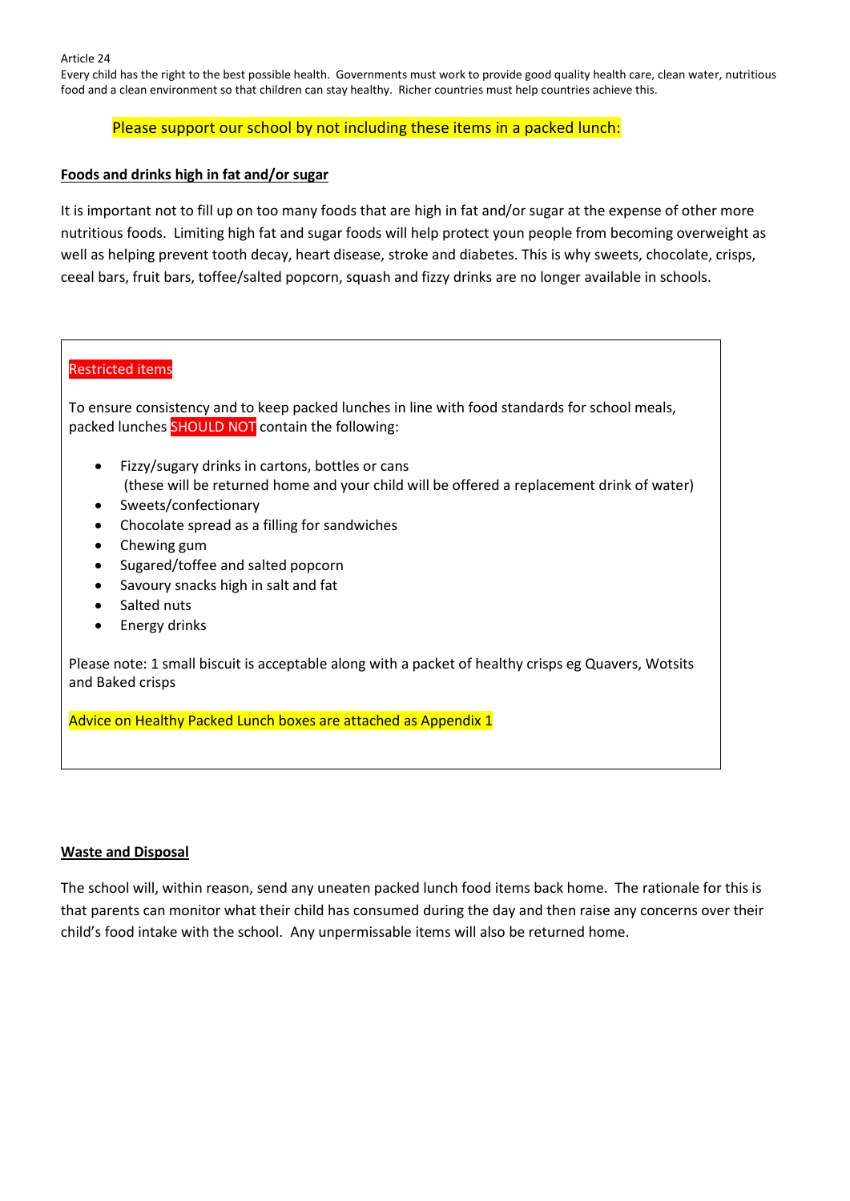Article 24

Every child has the right to the best possible health. Governments must work to provide good quality health care, clean water, nutritious food and a clean environment so that children can stay healthy. Richer countries must help countries achieve this.

Please support our school by not including these items in a packed lunch:

**Foods and drinks high in fat and/or sugar**

It is important not to fill up on too many foods that are high in fat and/or sugar at the expense of other more nutritious foods. Limiting high fat and sugar foods will help protect youn people from becoming overweight as well as helping prevent tooth decay, heart disease, stroke and diabetes. This is why sweets, chocolate, crisps, ceeal bars, fruit bars, toffee/salted popcorn, squash and fizzy drinks are no longer available in schools.

Restricted items

To ensure consistency and to keep packed lunches in line with food standards for school meals, packed lunches SHOULD NOT contain the following:

- Fizzy/sugary drinks in cartons, bottles or cans
  (these will be returned home and your child will be offered a replacement drink of water)
- Sweets/confectionary
- Chocolate spread as a filling for sandwiches
- Chewing gum
- Sugared/toffee and salted popcorn
- Savoury snacks high in salt and fat
- Salted nuts
- Energy drinks

Please note: 1 small biscuit is acceptable along with a packet of healthy crisps eg Quavers, Wotsits and Baked crisps

Advice on Healthy Packed Lunch boxes are attached as Appendix 1

**Waste and Disposal**

The school will, within reason, send any uneaten packed lunch food items back home. The rationale for this is that parents can monitor what their child has consumed during the day and then raise any concerns over their child's food intake with the school. Any unpermissable items will also be returned home.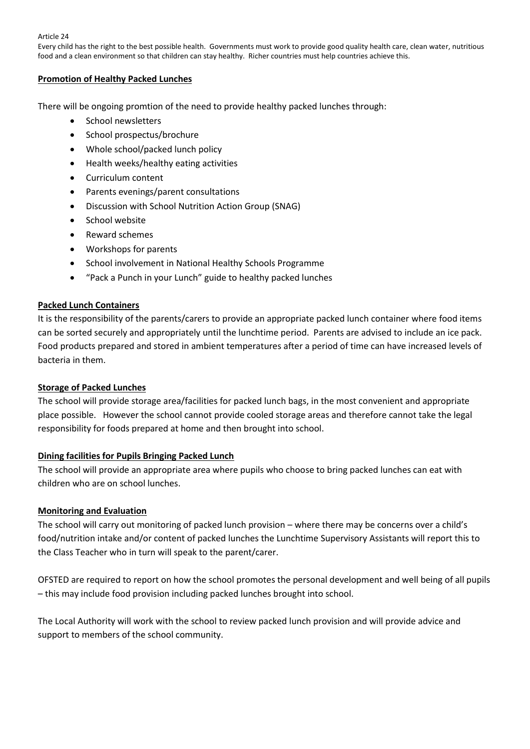Article 24

Every child has the right to the best possible health. Governments must work to provide good quality health care, clean water, nutritious food and a clean environment so that children can stay healthy. Richer countries must help countries achieve this.

**Promotion of Healthy Packed Lunches**

There will be ongoing promtion of the need to provide healthy packed lunches through:

- School newsletters
- School prospectus/brochure
- Whole school/packed lunch policy
- Health weeks/healthy eating activities
- Curriculum content
- Parents evenings/parent consultations
- Discussion with School Nutrition Action Group (SNAG)
- School website
- Reward schemes
- Workshops for parents
- School involvement in National Healthy Schools Programme
- "Pack a Punch in your Lunch" guide to healthy packed lunches

**Packed Lunch Containers**

It is the responsibility of the parents/carers to provide an appropriate packed lunch container where food items can be sorted securely and appropriately until the lunchtime period. Parents are advised to include an ice pack. Food products prepared and stored in ambient temperatures after a period of time can have increased levels of bacteria in them.

**Storage of Packed Lunches**

The school will provide storage area/facilities for packed lunch bags, in the most convenient and appropriate place possible. However the school cannot provide cooled storage areas and therefore cannot take the legal responsibility for foods prepared at home and then brought into school.

**Dining facilities for Pupils Bringing Packed Lunch**

The school will provide an appropriate area where pupils who choose to bring packed lunches can eat with children who are on school lunches.

**Monitoring and Evaluation**

The school will carry out monitoring of packed lunch provision – where there may be concerns over a child's food/nutrition intake and/or content of packed lunches the Lunchtime Supervisory Assistants will report this to the Class Teacher who in turn will speak to the parent/carer.

OFSTED are required to report on how the school promotes the personal development and well being of all pupils – this may include food provision including packed lunches brought into school.

The Local Authority will work with the school to review packed lunch provision and will provide advice and support to members of the school community.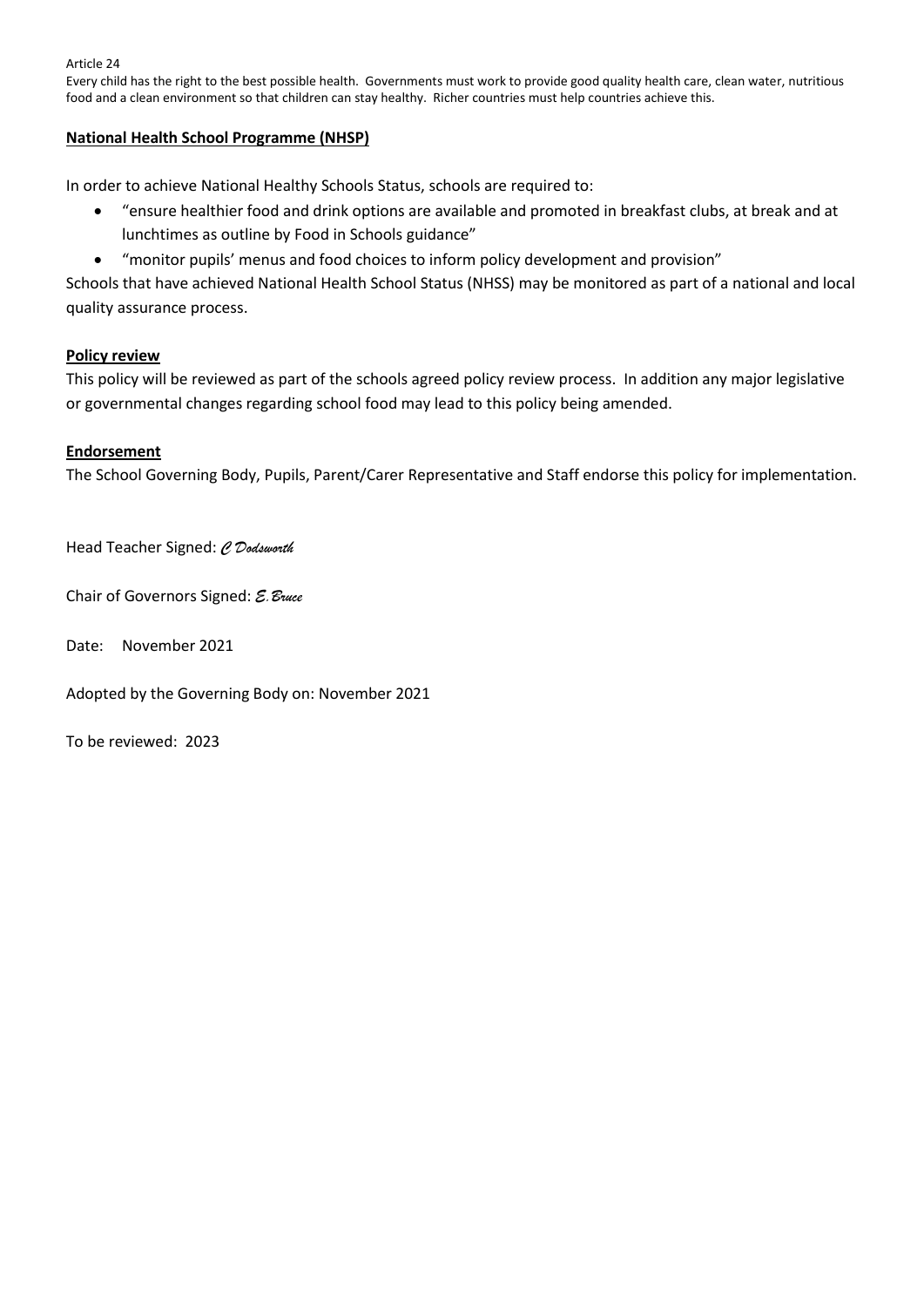Article 24
Every child has the right to the best possible health. Governments must work to provide good quality health care, clean water, nutritious food and a clean environment so that children can stay healthy. Richer countries must help countries achieve this.

**National Health School Programme (NHSP)**

In order to achieve National Healthy Schools Status, schools are required to:

- "ensure healthier food and drink options are available and promoted in breakfast clubs, at break and at lunchtimes as outline by Food in Schools guidance"
- "monitor pupils' menus and food choices to inform policy development and provision"

Schools that have achieved National Health School Status (NHSS) may be monitored as part of a national and local quality assurance process.

**Policy review**

This policy will be reviewed as part of the schools agreed policy review process. In addition any major legislative or governmental changes regarding school food may lead to this policy being amended.

**Endorsement**

The School Governing Body, Pupils, Parent/Carer Representative and Staff endorse this policy for implementation.

Head Teacher Signed: *C Dodsworth*

Chair of Governors Signed: *E.Bruce*

Date: November 2021

Adopted by the Governing Body on: November 2021

To be reviewed: 2023